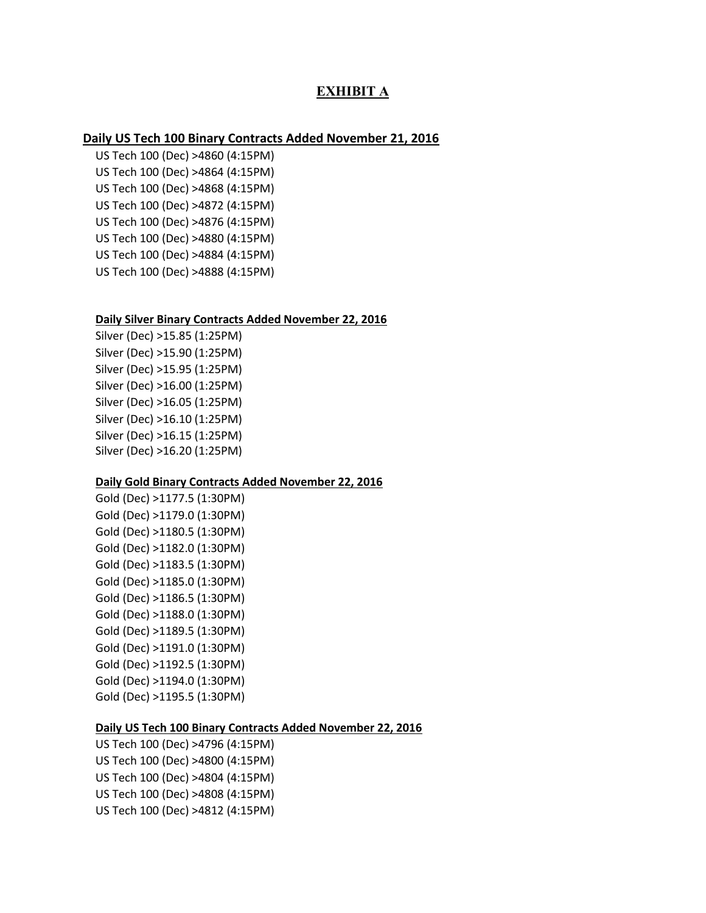# EXHIBIT A

### Daily US Tech 100 Binary Contracts Added November 21, 2016

US Tech 100 (Dec) >4860 (4:15PM)
US Tech 100 (Dec) >4864 (4:15PM)
US Tech 100 (Dec) >4868 (4:15PM)
US Tech 100 (Dec) >4872 (4:15PM)
US Tech 100 (Dec) >4876 (4:15PM)
US Tech 100 (Dec) >4880 (4:15PM)
US Tech 100 (Dec) >4884 (4:15PM)
US Tech 100 (Dec) >4888 (4:15PM)

### Daily Silver Binary Contracts Added November 22, 2016

Silver (Dec) >15.85 (1:25PM)
Silver (Dec) >15.90 (1:25PM)
Silver (Dec) >15.95 (1:25PM)
Silver (Dec) >16.00 (1:25PM)
Silver (Dec) >16.05 (1:25PM)
Silver (Dec) >16.10 (1:25PM)
Silver (Dec) >16.15 (1:25PM)
Silver (Dec) >16.20 (1:25PM)

### Daily Gold Binary Contracts Added November 22, 2016

Gold (Dec) >1177.5 (1:30PM)
Gold (Dec) >1179.0 (1:30PM)
Gold (Dec) >1180.5 (1:30PM)
Gold (Dec) >1182.0 (1:30PM)
Gold (Dec) >1183.5 (1:30PM)
Gold (Dec) >1185.0 (1:30PM)
Gold (Dec) >1186.5 (1:30PM)
Gold (Dec) >1188.0 (1:30PM)
Gold (Dec) >1189.5 (1:30PM)
Gold (Dec) >1191.0 (1:30PM)
Gold (Dec) >1192.5 (1:30PM)
Gold (Dec) >1194.0 (1:30PM)
Gold (Dec) >1195.5 (1:30PM)

### Daily US Tech 100 Binary Contracts Added November 22, 2016

US Tech 100 (Dec) >4796 (4:15PM)
US Tech 100 (Dec) >4800 (4:15PM)
US Tech 100 (Dec) >4804 (4:15PM)
US Tech 100 (Dec) >4808 (4:15PM)
US Tech 100 (Dec) >4812 (4:15PM)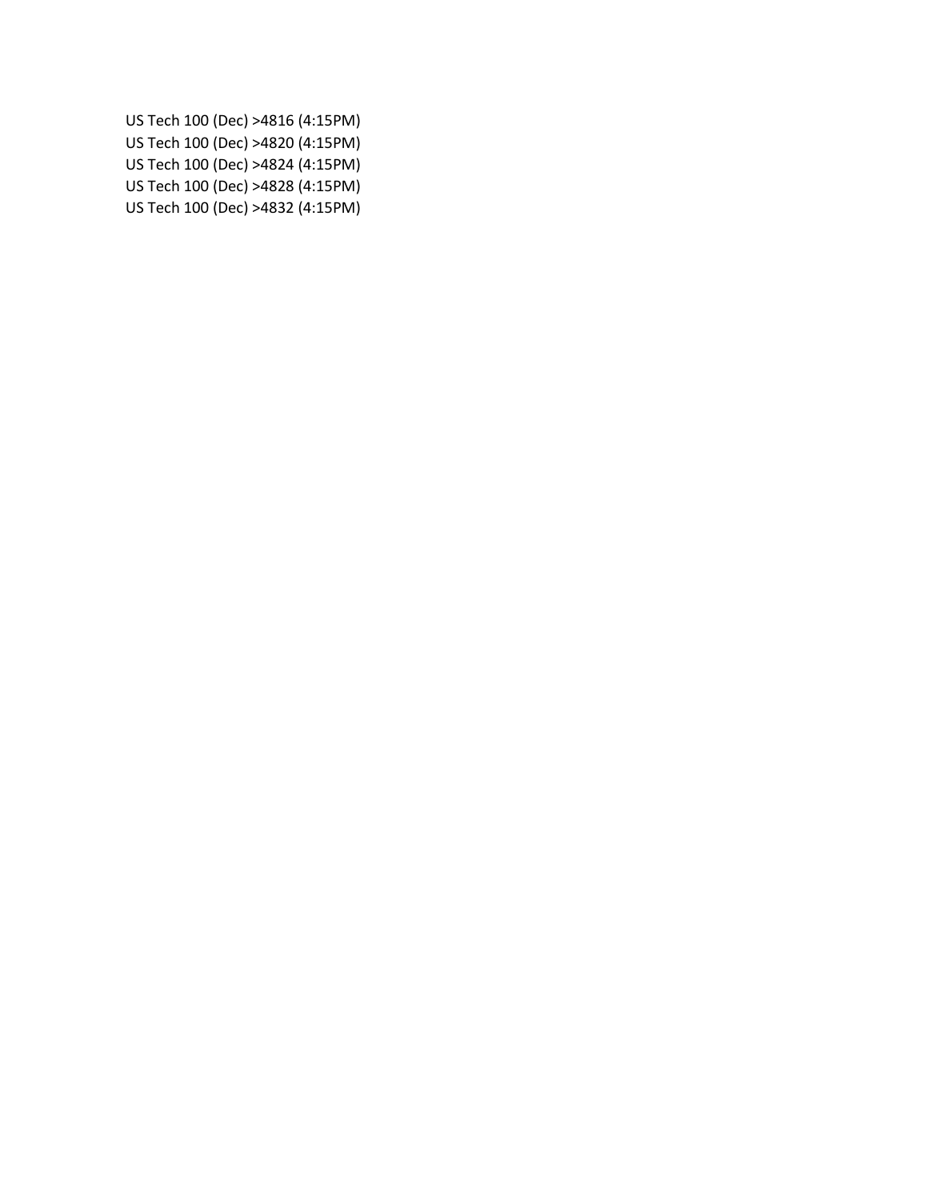US Tech 100 (Dec) >4816 (4:15PM)
US Tech 100 (Dec) >4820 (4:15PM)
US Tech 100 (Dec) >4824 (4:15PM)
US Tech 100 (Dec) >4828 (4:15PM)
US Tech 100 (Dec) >4832 (4:15PM)